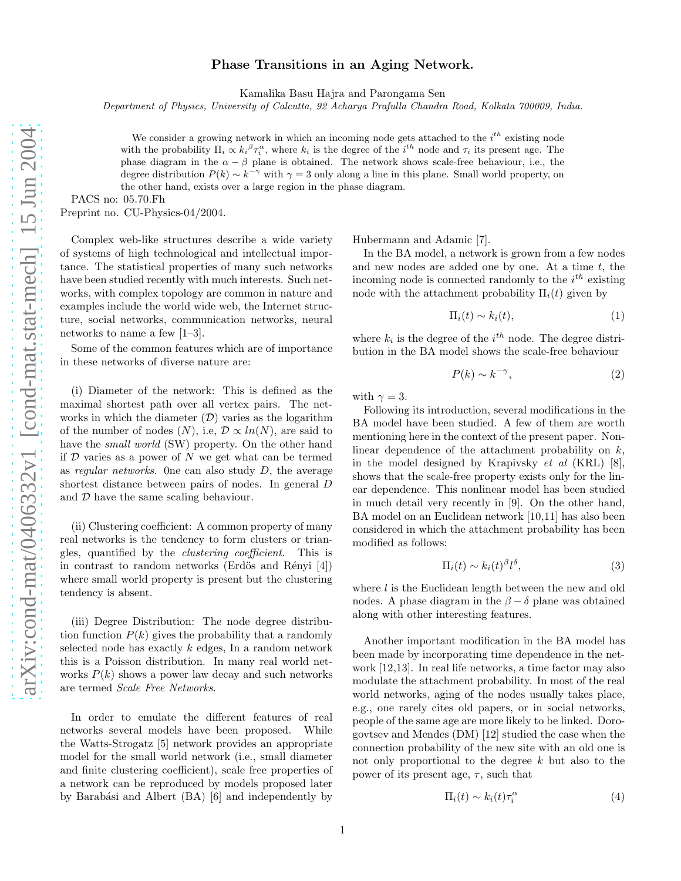# Phase Transitions in an Aging Network.

Kamalika Basu Hajra and Parongama Sen

*Department of Physics, University of Calcutta, 92 Acharya Prafulla Chandra Road, Kolkata 700009, India.*

We consider a growing network in which an incoming node gets attached to the $i^{th}$ existing node with the probability $\Pi_i \propto {k_i}^{\beta}\tau_i^{\alpha}$, where $k_i$ is the degree of the $i^{th}$ node and $\tau_i$ its present age. The phase diagram in the $\alpha - \beta$ plane is obtained. The network shows scale-free behaviour, i.e., the degree distribution $P(k) \sim k^{-\gamma}$ with $\gamma = 3$ only along a line in this plane. Small world property, on the other hand, exists over a large region in the phase diagram.

PACS no: 05.70.Fh
Preprint no. CU-Physics-04/2004.

Complex web-like structures describe a wide variety of systems of high technological and intellectual importance. The statistical properties of many such networks have been studied recently with much interests. Such networks, with complex topology are common in nature and examples include the world wide web, the Internet structure, social networks, communication networks, neural networks to name a few [1–3].

Some of the common features which are of importance in these networks of diverse nature are:

(i) Diameter of the network: This is defined as the maximal shortest path over all vertex pairs. The networks in which the diameter ($\mathcal{D}$) varies as the logarithm of the number of nodes ($N$), i.e, $\mathcal{D} \propto ln(N)$, are said to have the *small world* (SW) property. On the other hand if $\mathcal{D}$ varies as a power of $N$ we get what can be termed as *regular networks*. 0ne can also study $D$, the average shortest distance between pairs of nodes. In general $D$ and $\mathcal{D}$ have the same scaling behaviour.

(ii) Clustering coefficient: A common property of many real networks is the tendency to form clusters or triangles, quantified by the *clustering coefficient*. This is in contrast to random networks (Erdös and Rényi [4]) where small world property is present but the clustering tendency is absent.

(iii) Degree Distribution: The node degree distribution function $P(k)$ gives the probability that a randomly selected node has exactly $k$ edges, In a random network this is a Poisson distribution. In many real world networks $P(k)$ shows a power law decay and such networks are termed *Scale Free Networks*.

In order to emulate the different features of real networks several models have been proposed. While the Watts-Strogatz [5] network provides an appropriate model for the small world network (i.e., small diameter and finite clustering coefficient), scale free properties of a network can be reproduced by models proposed later by Barabási and Albert (BA) [6] and independently by Hubermann and Adamic [7].

In the BA model, a network is grown from a few nodes and new nodes are added one by one. At a time $t$, the incoming node is connected randomly to the $i^{th}$ existing node with the attachment probability $\Pi_i(t)$ given by

$$\Pi_i(t) \sim k_i(t), \tag{1}$$

where $k_i$ is the degree of the $i^{th}$ node. The degree distribution in the BA model shows the scale-free behaviour

$$P(k) \sim k^{-\gamma}, \tag{2}$$

with $\gamma = 3$.

Following its introduction, several modifications in the BA model have been studied. A few of them are worth mentioning here in the context of the present paper. Nonlinear dependence of the attachment probability on $k$, in the model designed by Krapivsky *et al* (KRL) [8], shows that the scale-free property exists only for the linear dependence. This nonlinear model has been studied in much detail very recently in [9]. On the other hand, BA model on an Euclidean network [10,11] has also been considered in which the attachment probability has been modified as follows:

$$\Pi_i(t) \sim k_i(t)^{\beta} l^{\delta}, \tag{3}$$

where $l$ is the Euclidean length between the new and old nodes. A phase diagram in the $\beta - \delta$ plane was obtained along with other interesting features.

Another important modification in the BA model has been made by incorporating time dependence in the network [12,13]. In real life networks, a time factor may also modulate the attachment probability. In most of the real world networks, aging of the nodes usually takes place, e.g., one rarely cites old papers, or in social networks, people of the same age are more likely to be linked. Dorogovtsev and Mendes (DM) [12] studied the case when the connection probability of the new site with an old one is not only proportional to the degree $k$ but also to the power of its present age, $\tau$, such that

$$\Pi_i(t) \sim k_i(t)\tau_i^{\alpha} \tag{4}$$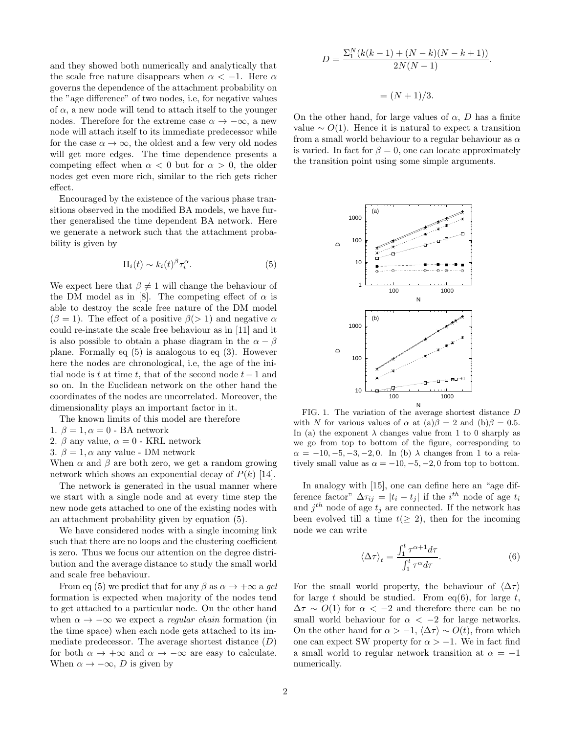and they showed both numerically and analytically that the scale free nature disappears when $\alpha < -1$. Here $\alpha$ governs the dependence of the attachment probability on the "age difference" of two nodes, i.e, for negative values of $\alpha$, a new node will tend to attach itself to the younger nodes. Therefore for the extreme case $\alpha \to -\infty$, a new node will attach itself to its immediate predecessor while for the case $\alpha \to \infty$, the oldest and a few very old nodes will get more edges. The time dependence presents a competing effect when $\alpha < 0$ but for $\alpha > 0$, the older nodes get even more rich, similar to the rich gets richer effect.

Encouraged by the existence of the various phase transitions observed in the modified BA models, we have further generalised the time dependent BA network. Here we generate a network such that the attachment probability is given by

$$\Pi_i(t) \sim k_i(t)^\beta \tau_i^\alpha. \tag{5}$$

We expect here that $\beta \neq 1$ will change the behaviour of the DM model as in [8]. The competing effect of $\alpha$ is able to destroy the scale free nature of the DM model ($\beta = 1$). The effect of a positive $\beta(> 1)$ and negative $\alpha$ could re-instate the scale free behaviour as in [11] and it is also possible to obtain a phase diagram in the $\alpha - \beta$ plane. Formally eq (5) is analogous to eq (3). However here the nodes are chronological, i.e, the age of the initial node is $t$ at time $t$, that of the second node $t-1$ and so on. In the Euclidean network on the other hand the coordinates of the nodes are uncorrelated. Moreover, the dimensionality plays an important factor in it.

The known limits of this model are therefore

1. $\beta = 1, \alpha = 0$ - BA network
2. $\beta$ any value, $\alpha = 0$ - KRL network
3. $\beta = 1, \alpha$ any value - DM network

When $\alpha$ and $\beta$ are both zero, we get a random growing network which shows an exponential decay of $P(k)$ [14].

The network is generated in the usual manner where we start with a single node and at every time step the new node gets attached to one of the existing nodes with an attachment probability given by equation (5).

We have considered nodes with a single incoming link such that there are no loops and the clustering coefficient is zero. Thus we focus our attention on the degree distribution and the average distance to study the small world and scale free behaviour.

From eq (5) we predict that for any $\beta$ as $\alpha \to +\infty$ a *gel* formation is expected when majority of the nodes tend to get attached to a particular node. On the other hand when $\alpha \to -\infty$ we expect a *regular chain* formation (in the time space) when each node gets attached to its immediate predecessor. The average shortest distance ($D$) for both $\alpha \to +\infty$ and $\alpha \to -\infty$ are easy to calculate. When $\alpha \to -\infty$, $D$ is given by

$$D = \frac{\Sigma_1^N (k(k-1) + (N-k)(N-k+1))}{2N(N-1)}.$$

$$= (N+1)/3.$$

On the other hand, for large values of $\alpha$, $D$ has a finite value $\sim O(1)$. Hence it is natural to expect a transition from a small world behaviour to a regular behaviour as $\alpha$ is varied. In fact for $\beta = 0$, one can locate approximately the transition point using some simple arguments.

FIG. 1. The variation of the average shortest distance $D$ with $N$ for various values of $\alpha$ at (a)$\beta = 2$ and (b)$\beta = 0.5$. In (a) the exponent $\lambda$ changes value from 1 to 0 sharply as we go from top to bottom of the figure, corresponding to $\alpha = -10, -5, -3, -2, 0$. In (b) $\lambda$ changes from 1 to a relatively small value as $\alpha = -10, -5, -2, 0$ from top to bottom.

In analogy with [15], one can define here an "age difference factor" $\Delta\tau_{ij} = |t_i - t_j|$ if the $i^{th}$ node of age $t_i$ and $j^{th}$ node of age $t_j$ are connected. If the network has been evolved till a time $t(\geq 2)$, then for the incoming node we can write

$$\langle \Delta\tau \rangle_t = \frac{\int_1^t \tau^{\alpha+1} d\tau}{\int_1^t \tau^\alpha d\tau}. \tag{6}$$

For the small world property, the behaviour of $\langle \Delta\tau \rangle$ for large $t$ should be studied. From eq(6), for large $t$, $\Delta\tau \sim O(1)$ for $\alpha < -2$ and therefore there can be no small world behaviour for $\alpha < -2$ for large networks. On the other hand for $\alpha > -1$, $\langle \Delta\tau \rangle \sim O(t)$, from which one can expect SW property for $\alpha > -1$. We in fact find a small world to regular network transition at $\alpha = -1$ numerically.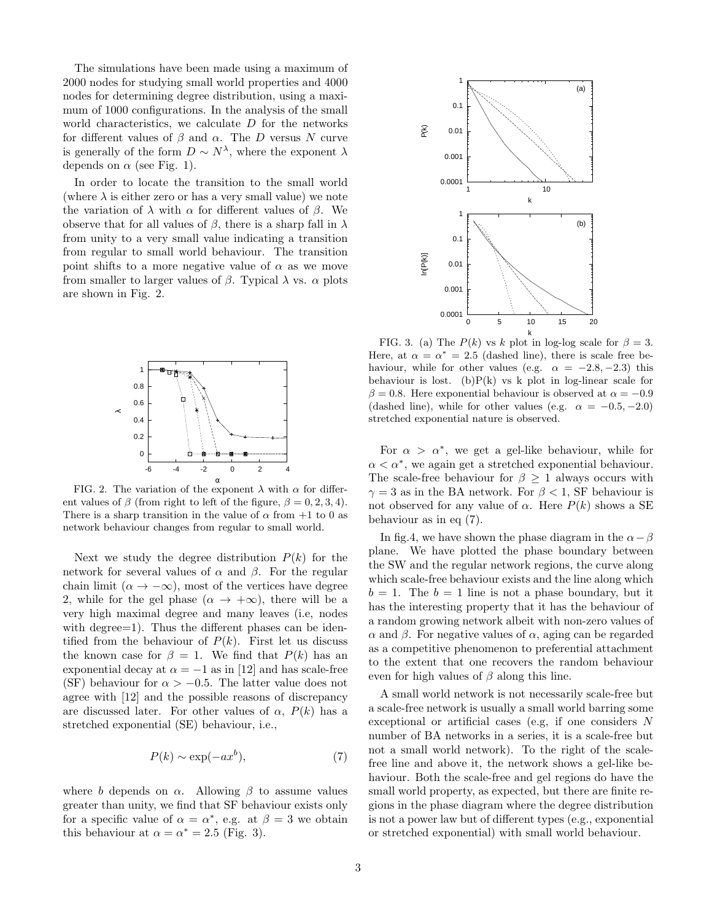The simulations have been made using a maximum of 2000 nodes for studying small world properties and 4000 nodes for determining degree distribution, using a maximum of 1000 configurations. In the analysis of the small world characteristics, we calculate $D$ for the networks for different values of $\beta$ and $\alpha$. The $D$ versus $N$ curve is generally of the form $D \sim N^{\lambda}$, where the exponent $\lambda$ depends on $\alpha$ (see Fig. 1).

In order to locate the transition to the small world (where $\lambda$ is either zero or has a very small value) we note the variation of $\lambda$ with $\alpha$ for different values of $\beta$. We observe that for all values of $\beta$, there is a sharp fall in $\lambda$ from unity to a very small value indicating a transition from regular to small world behaviour. The transition point shifts to a more negative value of $\alpha$ as we move from smaller to larger values of $\beta$. Typical $\lambda$ vs. $\alpha$ plots are shown in Fig. 2.

FIG. 2. The variation of the exponent $\lambda$ with $\alpha$ for different values of $\beta$ (from right to left of the figure, $\beta = 0, 2, 3, 4$). There is a sharp transition in the value of $\alpha$ from +1 to 0 as network behaviour changes from regular to small world.

Next we study the degree distribution $P(k)$ for the network for several values of $\alpha$ and $\beta$. For the regular chain limit ($\alpha \to -\infty$), most of the vertices have degree 2, while for the gel phase ($\alpha \to +\infty$), there will be a very high maximal degree and many leaves (i.e, nodes with degree=1). Thus the different phases can be identified from the behaviour of $P(k)$. First let us discuss the known case for $\beta = 1$. We find that $P(k)$ has an exponential decay at $\alpha = -1$ as in [12] and has scale-free (SF) behaviour for $\alpha > -0.5$. The latter value does not agree with [12] and the possible reasons of discrepancy are discussed later. For other values of $\alpha$, $P(k)$ has a stretched exponential (SE) behaviour, i.e.,

$$P(k) \sim \exp(-ax^{b}), \tag{7}$$

where $b$ depends on $\alpha$. Allowing $\beta$ to assume values greater than unity, we find that SF behaviour exists only for a specific value of $\alpha = \alpha^*$, e.g. at $\beta = 3$ we obtain this behaviour at $\alpha = \alpha^* = 2.5$ (Fig. 3).

FIG. 3. (a) The $P(k)$ vs $k$ plot in log-log scale for $\beta = 3$. Here, at $\alpha = \alpha^* = 2.5$ (dashed line), there is scale free behaviour, while for other values (e.g. $\alpha = -2.8, -2.3$) this behaviour is lost. (b)P(k) vs k plot in log-linear scale for $\beta = 0.8$. Here exponential behaviour is observed at $\alpha = -0.9$ (dashed line), while for other values (e.g. $\alpha = -0.5, -2.0$) stretched exponential nature is observed.

For $\alpha > \alpha^*$, we get a gel-like behaviour, while for $\alpha < \alpha^*$, we again get a stretched exponential behaviour. The scale-free behaviour for $\beta \geq 1$ always occurs with $\gamma = 3$ as in the BA network. For $\beta < 1$, SF behaviour is not observed for any value of $\alpha$. Here $P(k)$ shows a SE behaviour as in eq (7).

In fig.4, we have shown the phase diagram in the $\alpha - \beta$ plane. We have plotted the phase boundary between the SW and the regular network regions, the curve along which scale-free behaviour exists and the line along which $b = 1$. The $b = 1$ line is not a phase boundary, but it has the interesting property that it has the behaviour of a random growing network albeit with non-zero values of $\alpha$ and $\beta$. For negative values of $\alpha$, aging can be regarded as a competitive phenomenon to preferential attachment to the extent that one recovers the random behaviour even for high values of $\beta$ along this line.

A small world network is not necessarily scale-free but a scale-free network is usually a small world barring some exceptional or artificial cases (e.g, if one considers $N$ number of BA networks in a series, it is a scale-free but not a small world network). To the right of the scale-free line and above it, the network shows a gel-like behaviour. Both the scale-free and gel regions do have the small world property, as expected, but there are finite regions in the phase diagram where the degree distribution is not a power law but of different types (e.g., exponential or stretched exponential) with small world behaviour.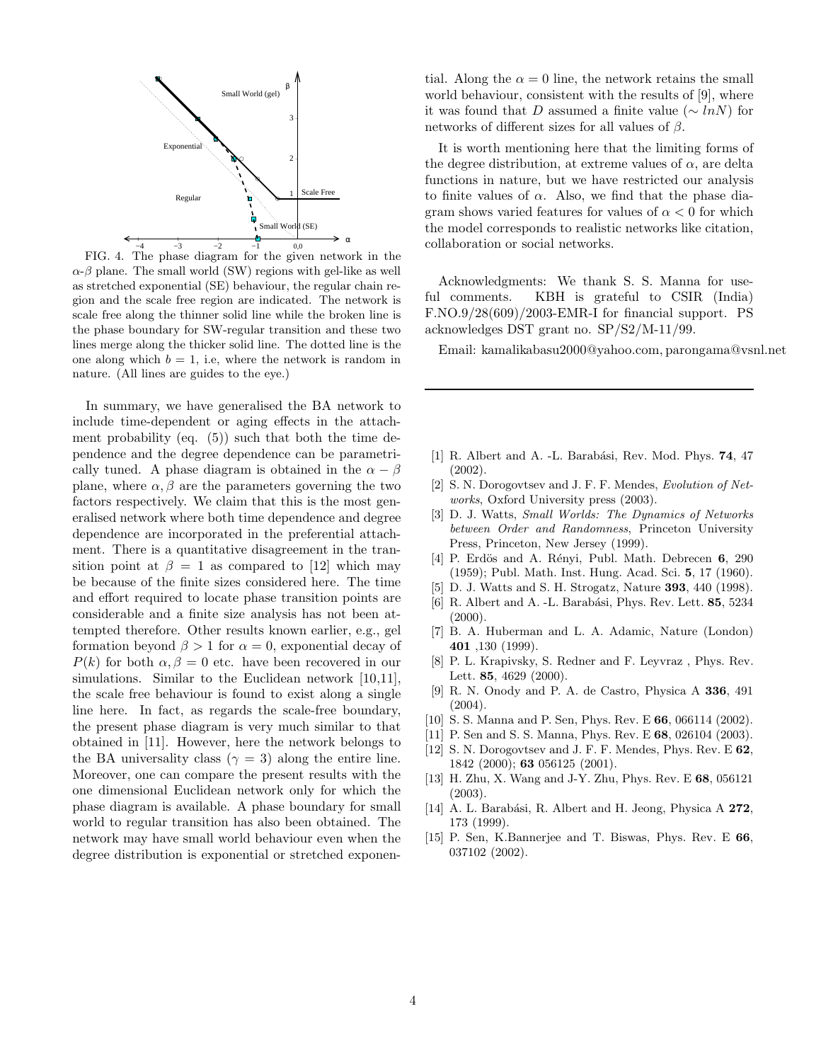Small World (gel)

β

3

2

1

Exponential

Regular

Scale Free

Small World (SE)

α

−4 −3 −2 −1 0,0

FIG. 4. The phase diagram for the given network in the $\alpha$-$\beta$ plane. The small world (SW) regions with gel-like as well as stretched exponential (SE) behaviour, the regular chain region and the scale free region are indicated. The network is scale free along the thinner solid line while the broken line is the phase boundary for SW-regular transition and these two lines merge along the thicker solid line. The dotted line is the one along which $b = 1$, i.e, where the network is random in nature. (All lines are guides to the eye.)

In summary, we have generalised the BA network to include time-dependent or aging effects in the attachment probability (eq. (5)) such that both the time dependence and the degree dependence can be parametrically tuned. A phase diagram is obtained in the $\alpha - \beta$ plane, where $\alpha, \beta$ are the parameters governing the two factors respectively. We claim that this is the most generalised network where both time dependence and degree dependence are incorporated in the preferential attachment. There is a quantitative disagreement in the transition point at $\beta = 1$ as compared to [12] which may be because of the finite sizes considered here. The time and effort required to locate phase transition points are considerable and a finite size analysis has not been attempted therefore. Other results known earlier, e.g., gel formation beyond $\beta > 1$ for $\alpha = 0$, exponential decay of $P(k)$ for both $\alpha, \beta = 0$ etc. have been recovered in our simulations. Similar to the Euclidean network [10,11], the scale free behaviour is found to exist along a single line here. In fact, as regards the scale-free boundary, the present phase diagram is very much similar to that obtained in [11]. However, here the network belongs to the BA universality class ($\gamma = 3$) along the entire line. Moreover, one can compare the present results with the one dimensional Euclidean network only for which the phase diagram is available. A phase boundary for small world to regular transition has also been obtained. The network may have small world behaviour even when the degree distribution is exponential or stretched exponential. Along the $\alpha = 0$ line, the network retains the small world behaviour, consistent with the results of [9], where it was found that $D$ assumed a finite value ($\sim lnN$) for networks of different sizes for all values of $\beta$.

It is worth mentioning here that the limiting forms of the degree distribution, at extreme values of $\alpha$, are delta functions in nature, but we have restricted our analysis to finite values of $\alpha$. Also, we find that the phase diagram shows varied features for values of $\alpha < 0$ for which the model corresponds to realistic networks like citation, collaboration or social networks.

Acknowledgments: We thank S. S. Manna for useful comments. KBH is grateful to CSIR (India) F.NO.9/28(609)/2003-EMR-I for financial support. PS acknowledges DST grant no. SP/S2/M-11/99.

Email: kamalikabasu2000@yahoo.com, parongama@vsnl.net

---

[1] R. Albert and A. -L. Barabási, Rev. Mod. Phys. **74**, 47 (2002).

[2] S. N. Dorogovtsev and J. F. F. Mendes, *Evolution of Networks*, Oxford University press (2003).

[3] D. J. Watts, *Small Worlds: The Dynamics of Networks between Order and Randomness*, Princeton University Press, Princeton, New Jersey (1999).

[4] P. Erdös and A. Rényi, Publ. Math. Debrecen **6**, 290 (1959); Publ. Math. Inst. Hung. Acad. Sci. **5**, 17 (1960).

[5] D. J. Watts and S. H. Strogatz, Nature **393**, 440 (1998).

[6] R. Albert and A. -L. Barabási, Phys. Rev. Lett. **85**, 5234 (2000).

[7] B. A. Huberman and L. A. Adamic, Nature (London) **401** ,130 (1999).

[8] P. L. Krapivsky, S. Redner and F. Leyvraz , Phys. Rev. Lett. **85**, 4629 (2000).

[9] R. N. Onody and P. A. de Castro, Physica A **336**, 491 (2004).

[10] S. S. Manna and P. Sen, Phys. Rev. E **66**, 066114 (2002).

[11] P. Sen and S. S. Manna, Phys. Rev. E **68**, 026104 (2003).

[12] S. N. Dorogovtsev and J. F. F. Mendes, Phys. Rev. E **62**, 1842 (2000); **63** 056125 (2001).

[13] H. Zhu, X. Wang and J-Y. Zhu, Phys. Rev. E **68**, 056121 (2003).

[14] A. L. Barabási, R. Albert and H. Jeong, Physica A **272**, 173 (1999).

[15] P. Sen, K.Bannerjee and T. Biswas, Phys. Rev. E **66**, 037102 (2002).